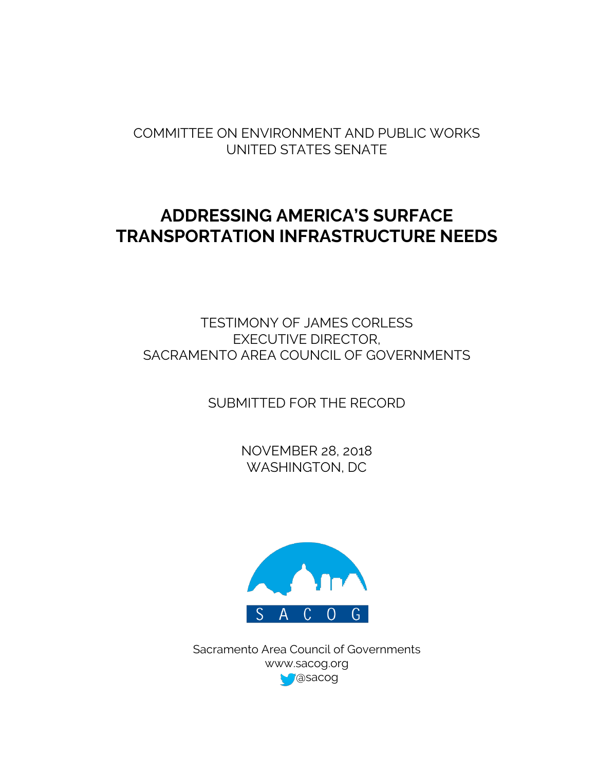COMMITTEE ON ENVIRONMENT AND PUBLIC WORKS
UNITED STATES SENATE

# ADDRESSING AMERICA'S SURFACE TRANSPORTATION INFRASTRUCTURE NEEDS

TESTIMONY OF JAMES CORLESS
EXECUTIVE DIRECTOR,
SACRAMENTO AREA COUNCIL OF GOVERNMENTS

SUBMITTED FOR THE RECORD

NOVEMBER 28, 2018
WASHINGTON, DC

SACOG

Sacramento Area Council of Governments
www.sacog.org
@sacog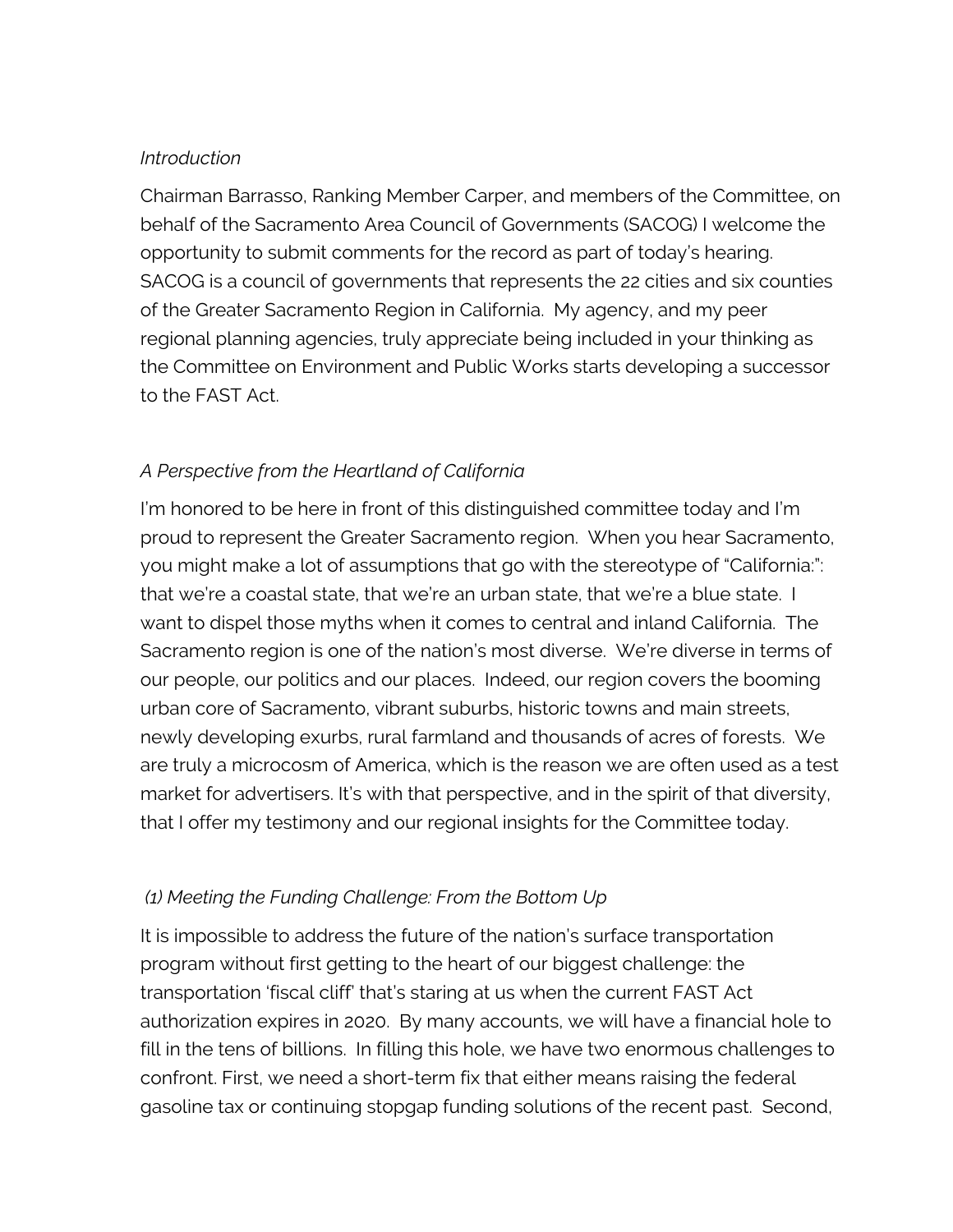*Introduction*

Chairman Barrasso, Ranking Member Carper, and members of the Committee, on behalf of the Sacramento Area Council of Governments (SACOG) I welcome the opportunity to submit comments for the record as part of today's hearing. SACOG is a council of governments that represents the 22 cities and six counties of the Greater Sacramento Region in California. My agency, and my peer regional planning agencies, truly appreciate being included in your thinking as the Committee on Environment and Public Works starts developing a successor to the FAST Act.

*A Perspective from the Heartland of California*

I'm honored to be here in front of this distinguished committee today and I'm proud to represent the Greater Sacramento region. When you hear Sacramento, you might make a lot of assumptions that go with the stereotype of "California:": that we're a coastal state, that we're an urban state, that we're a blue state. I want to dispel those myths when it comes to central and inland California. The Sacramento region is one of the nation's most diverse. We're diverse in terms of our people, our politics and our places. Indeed, our region covers the booming urban core of Sacramento, vibrant suburbs, historic towns and main streets, newly developing exurbs, rural farmland and thousands of acres of forests. We are truly a microcosm of America, which is the reason we are often used as a test market for advertisers. It's with that perspective, and in the spirit of that diversity, that I offer my testimony and our regional insights for the Committee today.

*(1) Meeting the Funding Challenge: From the Bottom Up*

It is impossible to address the future of the nation's surface transportation program without first getting to the heart of our biggest challenge: the transportation 'fiscal cliff' that's staring at us when the current FAST Act authorization expires in 2020. By many accounts, we will have a financial hole to fill in the tens of billions. In filling this hole, we have two enormous challenges to confront. First, we need a short-term fix that either means raising the federal gasoline tax or continuing stopgap funding solutions of the recent past. Second,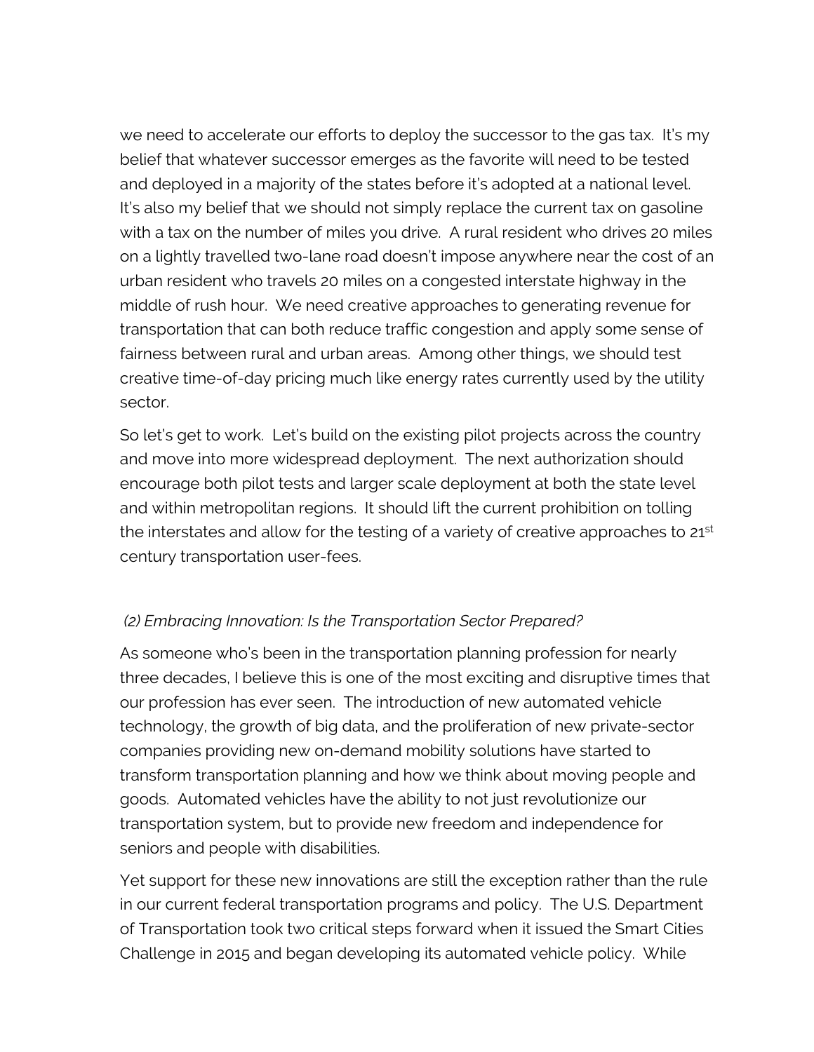we need to accelerate our efforts to deploy the successor to the gas tax. It's my belief that whatever successor emerges as the favorite will need to be tested and deployed in a majority of the states before it's adopted at a national level. It's also my belief that we should not simply replace the current tax on gasoline with a tax on the number of miles you drive. A rural resident who drives 20 miles on a lightly travelled two-lane road doesn't impose anywhere near the cost of an urban resident who travels 20 miles on a congested interstate highway in the middle of rush hour. We need creative approaches to generating revenue for transportation that can both reduce traffic congestion and apply some sense of fairness between rural and urban areas. Among other things, we should test creative time-of-day pricing much like energy rates currently used by the utility sector.

So let's get to work. Let's build on the existing pilot projects across the country and move into more widespread deployment. The next authorization should encourage both pilot tests and larger scale deployment at both the state level and within metropolitan regions. It should lift the current prohibition on tolling the interstates and allow for the testing of a variety of creative approaches to 21st century transportation user-fees.

*(2) Embracing Innovation: Is the Transportation Sector Prepared?*

As someone who's been in the transportation planning profession for nearly three decades, I believe this is one of the most exciting and disruptive times that our profession has ever seen. The introduction of new automated vehicle technology, the growth of big data, and the proliferation of new private-sector companies providing new on-demand mobility solutions have started to transform transportation planning and how we think about moving people and goods. Automated vehicles have the ability to not just revolutionize our transportation system, but to provide new freedom and independence for seniors and people with disabilities.

Yet support for these new innovations are still the exception rather than the rule in our current federal transportation programs and policy. The U.S. Department of Transportation took two critical steps forward when it issued the Smart Cities Challenge in 2015 and began developing its automated vehicle policy. While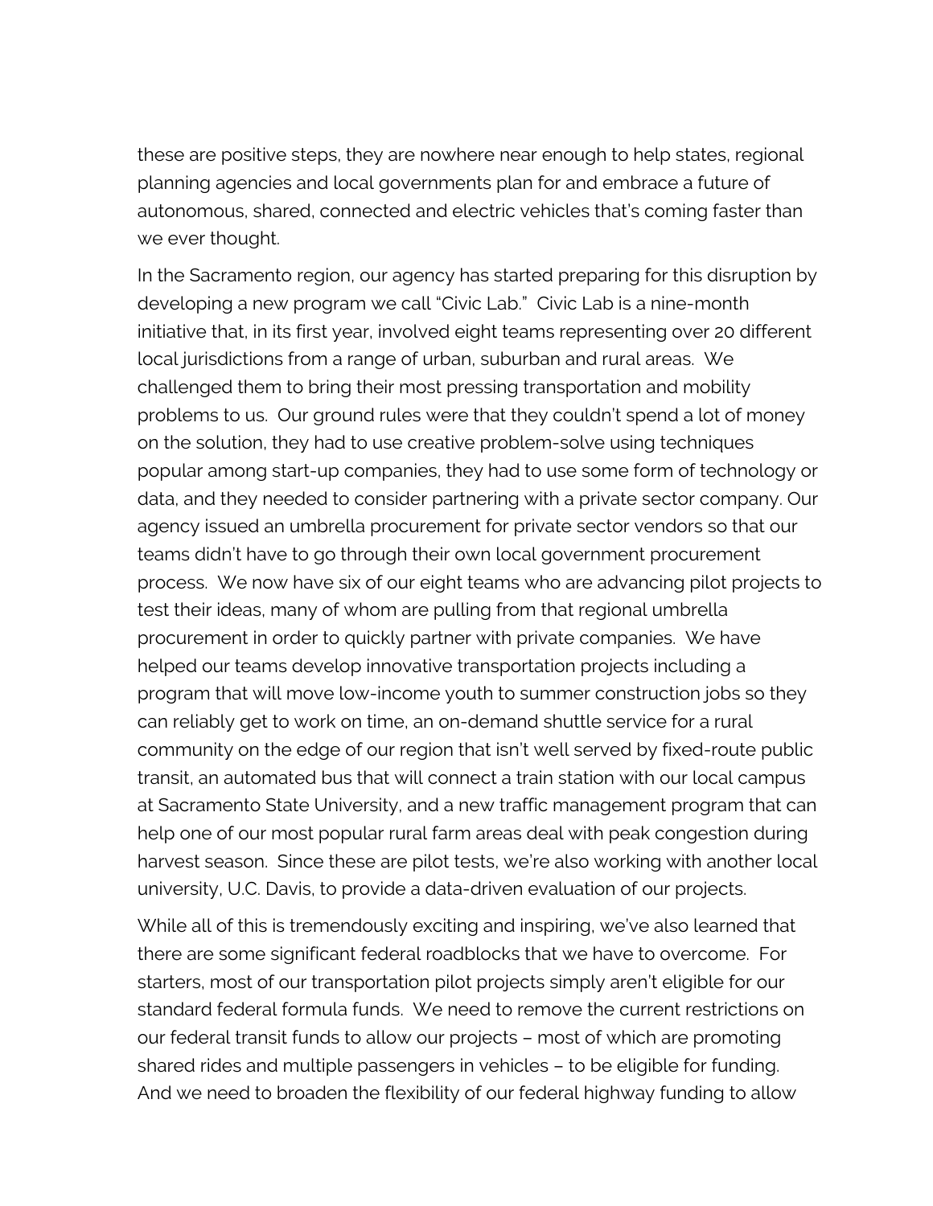these are positive steps, they are nowhere near enough to help states, regional planning agencies and local governments plan for and embrace a future of autonomous, shared, connected and electric vehicles that's coming faster than we ever thought.

In the Sacramento region, our agency has started preparing for this disruption by developing a new program we call "Civic Lab." Civic Lab is a nine-month initiative that, in its first year, involved eight teams representing over 20 different local jurisdictions from a range of urban, suburban and rural areas. We challenged them to bring their most pressing transportation and mobility problems to us. Our ground rules were that they couldn't spend a lot of money on the solution, they had to use creative problem-solve using techniques popular among start-up companies, they had to use some form of technology or data, and they needed to consider partnering with a private sector company. Our agency issued an umbrella procurement for private sector vendors so that our teams didn't have to go through their own local government procurement process. We now have six of our eight teams who are advancing pilot projects to test their ideas, many of whom are pulling from that regional umbrella procurement in order to quickly partner with private companies. We have helped our teams develop innovative transportation projects including a program that will move low-income youth to summer construction jobs so they can reliably get to work on time, an on-demand shuttle service for a rural community on the edge of our region that isn't well served by fixed-route public transit, an automated bus that will connect a train station with our local campus at Sacramento State University, and a new traffic management program that can help one of our most popular rural farm areas deal with peak congestion during harvest season. Since these are pilot tests, we're also working with another local university, U.C. Davis, to provide a data-driven evaluation of our projects.

While all of this is tremendously exciting and inspiring, we've also learned that there are some significant federal roadblocks that we have to overcome. For starters, most of our transportation pilot projects simply aren't eligible for our standard federal formula funds. We need to remove the current restrictions on our federal transit funds to allow our projects – most of which are promoting shared rides and multiple passengers in vehicles – to be eligible for funding. And we need to broaden the flexibility of our federal highway funding to allow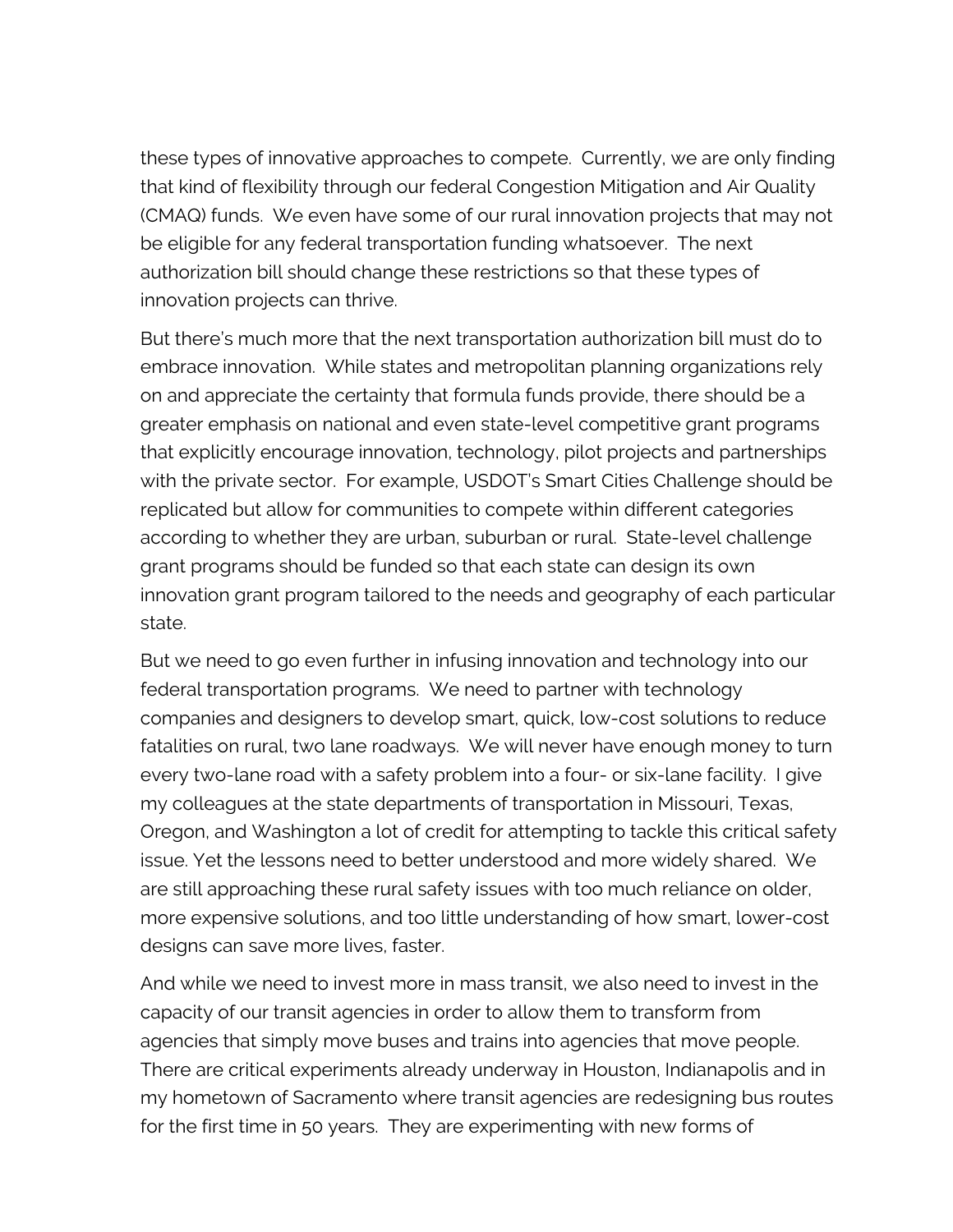these types of innovative approaches to compete. Currently, we are only finding that kind of flexibility through our federal Congestion Mitigation and Air Quality (CMAQ) funds. We even have some of our rural innovation projects that may not be eligible for any federal transportation funding whatsoever. The next authorization bill should change these restrictions so that these types of innovation projects can thrive.

But there's much more that the next transportation authorization bill must do to embrace innovation. While states and metropolitan planning organizations rely on and appreciate the certainty that formula funds provide, there should be a greater emphasis on national and even state-level competitive grant programs that explicitly encourage innovation, technology, pilot projects and partnerships with the private sector. For example, USDOT's Smart Cities Challenge should be replicated but allow for communities to compete within different categories according to whether they are urban, suburban or rural. State-level challenge grant programs should be funded so that each state can design its own innovation grant program tailored to the needs and geography of each particular state.

But we need to go even further in infusing innovation and technology into our federal transportation programs. We need to partner with technology companies and designers to develop smart, quick, low-cost solutions to reduce fatalities on rural, two lane roadways. We will never have enough money to turn every two-lane road with a safety problem into a four- or six-lane facility. I give my colleagues at the state departments of transportation in Missouri, Texas, Oregon, and Washington a lot of credit for attempting to tackle this critical safety issue. Yet the lessons need to better understood and more widely shared. We are still approaching these rural safety issues with too much reliance on older, more expensive solutions, and too little understanding of how smart, lower-cost designs can save more lives, faster.

And while we need to invest more in mass transit, we also need to invest in the capacity of our transit agencies in order to allow them to transform from agencies that simply move buses and trains into agencies that move people. There are critical experiments already underway in Houston, Indianapolis and in my hometown of Sacramento where transit agencies are redesigning bus routes for the first time in 50 years. They are experimenting with new forms of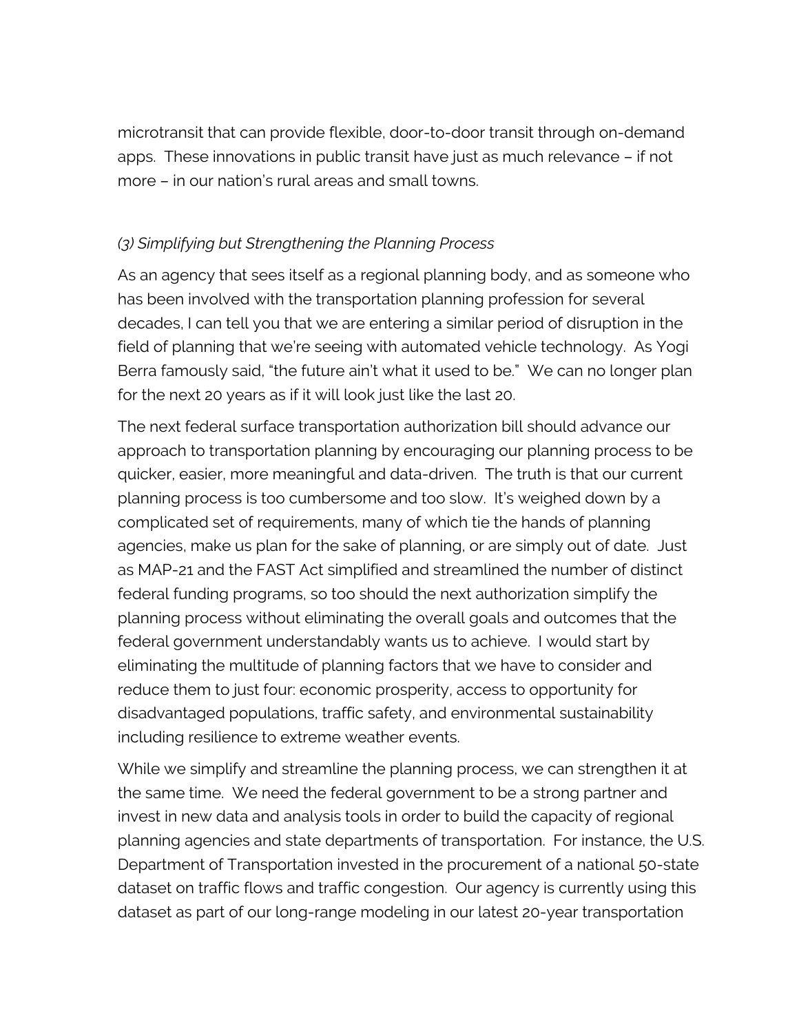microtransit that can provide flexible, door-to-door transit through on-demand apps. These innovations in public transit have just as much relevance – if not more – in our nation's rural areas and small towns.

*(3) Simplifying but Strengthening the Planning Process*

As an agency that sees itself as a regional planning body, and as someone who has been involved with the transportation planning profession for several decades, I can tell you that we are entering a similar period of disruption in the field of planning that we're seeing with automated vehicle technology. As Yogi Berra famously said, "the future ain't what it used to be." We can no longer plan for the next 20 years as if it will look just like the last 20.

The next federal surface transportation authorization bill should advance our approach to transportation planning by encouraging our planning process to be quicker, easier, more meaningful and data-driven. The truth is that our current planning process is too cumbersome and too slow. It's weighed down by a complicated set of requirements, many of which tie the hands of planning agencies, make us plan for the sake of planning, or are simply out of date. Just as MAP-21 and the FAST Act simplified and streamlined the number of distinct federal funding programs, so too should the next authorization simplify the planning process without eliminating the overall goals and outcomes that the federal government understandably wants us to achieve. I would start by eliminating the multitude of planning factors that we have to consider and reduce them to just four: economic prosperity, access to opportunity for disadvantaged populations, traffic safety, and environmental sustainability including resilience to extreme weather events.

While we simplify and streamline the planning process, we can strengthen it at the same time. We need the federal government to be a strong partner and invest in new data and analysis tools in order to build the capacity of regional planning agencies and state departments of transportation. For instance, the U.S. Department of Transportation invested in the procurement of a national 50-state dataset on traffic flows and traffic congestion. Our agency is currently using this dataset as part of our long-range modeling in our latest 20-year transportation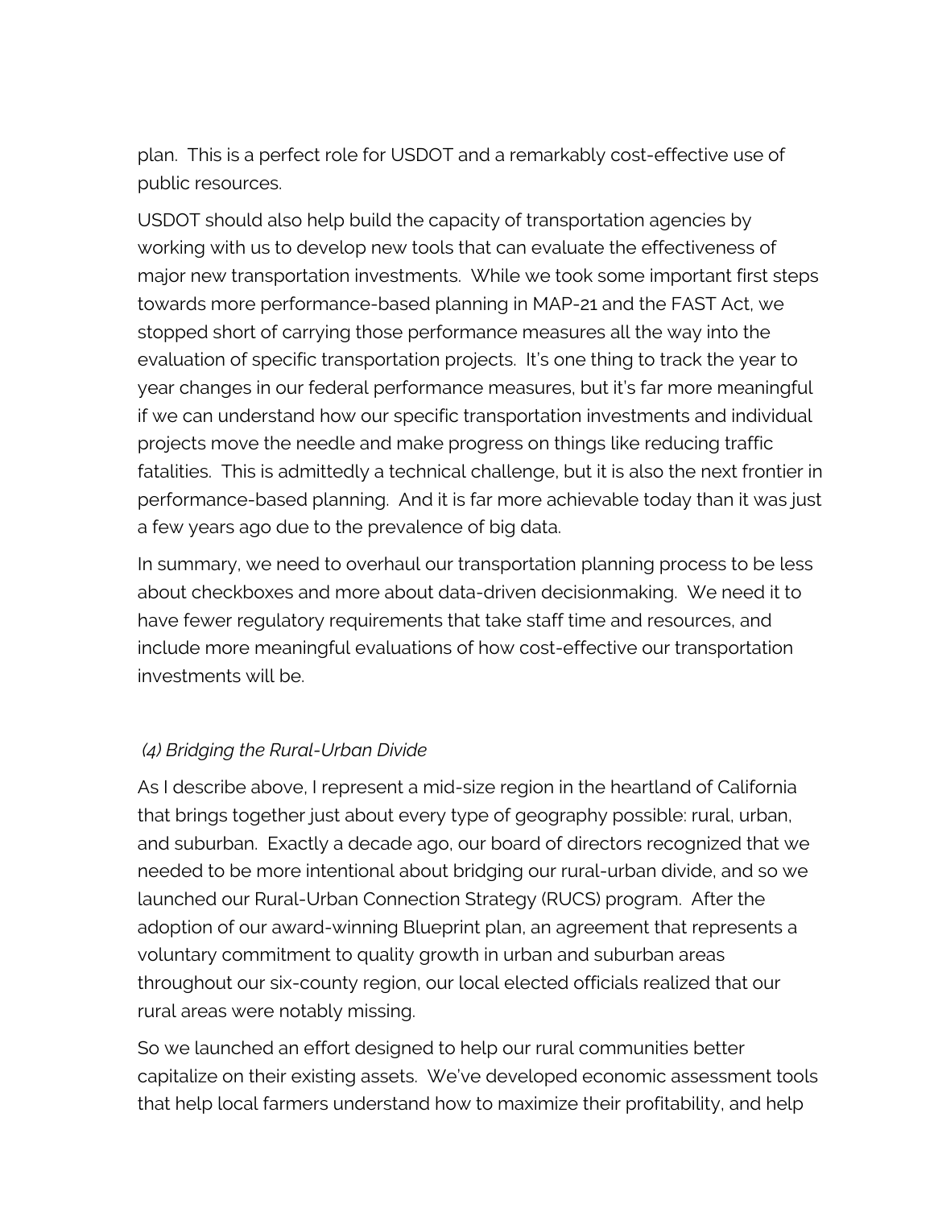plan.  This is a perfect role for USDOT and a remarkably cost-effective use of public resources.

USDOT should also help build the capacity of transportation agencies by working with us to develop new tools that can evaluate the effectiveness of major new transportation investments.  While we took some important first steps towards more performance-based planning in MAP-21 and the FAST Act, we stopped short of carrying those performance measures all the way into the evaluation of specific transportation projects.  It's one thing to track the year to year changes in our federal performance measures, but it's far more meaningful if we can understand how our specific transportation investments and individual projects move the needle and make progress on things like reducing traffic fatalities.  This is admittedly a technical challenge, but it is also the next frontier in performance-based planning.  And it is far more achievable today than it was just a few years ago due to the prevalence of big data.

In summary, we need to overhaul our transportation planning process to be less about checkboxes and more about data-driven decisionmaking.  We need it to have fewer regulatory requirements that take staff time and resources, and include more meaningful evaluations of how cost-effective our transportation investments will be.

*(4) Bridging the Rural-Urban Divide*

As I describe above, I represent a mid-size region in the heartland of California that brings together just about every type of geography possible: rural, urban, and suburban.  Exactly a decade ago, our board of directors recognized that we needed to be more intentional about bridging our rural-urban divide, and so we launched our Rural-Urban Connection Strategy (RUCS) program.  After the adoption of our award-winning Blueprint plan, an agreement that represents a voluntary commitment to quality growth in urban and suburban areas throughout our six-county region, our local elected officials realized that our rural areas were notably missing.

So we launched an effort designed to help our rural communities better capitalize on their existing assets.  We've developed economic assessment tools that help local farmers understand how to maximize their profitability, and help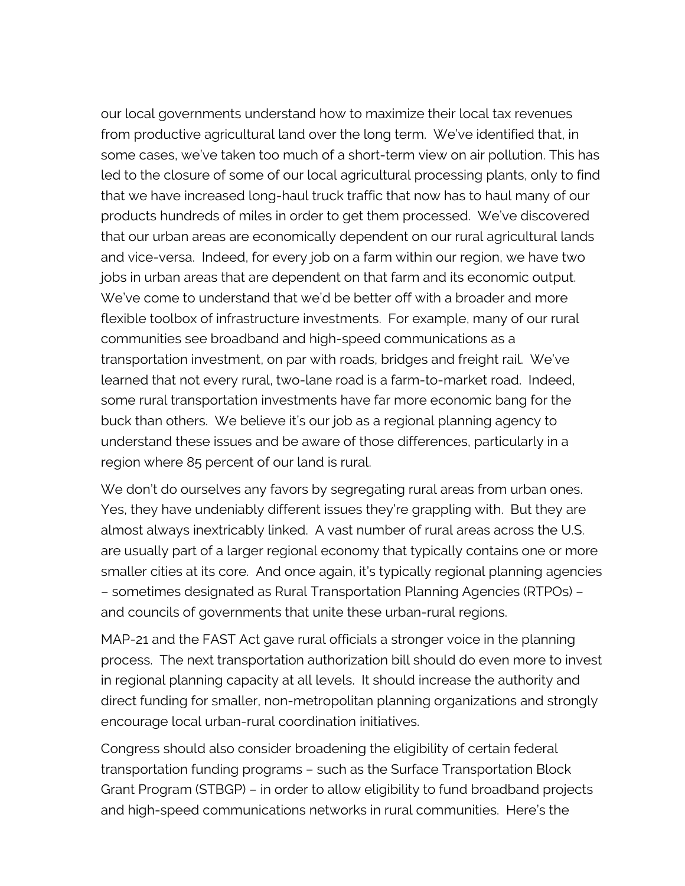our local governments understand how to maximize their local tax revenues from productive agricultural land over the long term. We've identified that, in some cases, we've taken too much of a short-term view on air pollution. This has led to the closure of some of our local agricultural processing plants, only to find that we have increased long-haul truck traffic that now has to haul many of our products hundreds of miles in order to get them processed. We've discovered that our urban areas are economically dependent on our rural agricultural lands and vice-versa. Indeed, for every job on a farm within our region, we have two jobs in urban areas that are dependent on that farm and its economic output. We've come to understand that we'd be better off with a broader and more flexible toolbox of infrastructure investments. For example, many of our rural communities see broadband and high-speed communications as a transportation investment, on par with roads, bridges and freight rail. We've learned that not every rural, two-lane road is a farm-to-market road. Indeed, some rural transportation investments have far more economic bang for the buck than others. We believe it's our job as a regional planning agency to understand these issues and be aware of those differences, particularly in a region where 85 percent of our land is rural.

We don't do ourselves any favors by segregating rural areas from urban ones. Yes, they have undeniably different issues they're grappling with. But they are almost always inextricably linked. A vast number of rural areas across the U.S. are usually part of a larger regional economy that typically contains one or more smaller cities at its core. And once again, it's typically regional planning agencies – sometimes designated as Rural Transportation Planning Agencies (RTPOs) – and councils of governments that unite these urban-rural regions.

MAP-21 and the FAST Act gave rural officials a stronger voice in the planning process. The next transportation authorization bill should do even more to invest in regional planning capacity at all levels. It should increase the authority and direct funding for smaller, non-metropolitan planning organizations and strongly encourage local urban-rural coordination initiatives.

Congress should also consider broadening the eligibility of certain federal transportation funding programs – such as the Surface Transportation Block Grant Program (STBGP) – in order to allow eligibility to fund broadband projects and high-speed communications networks in rural communities. Here's the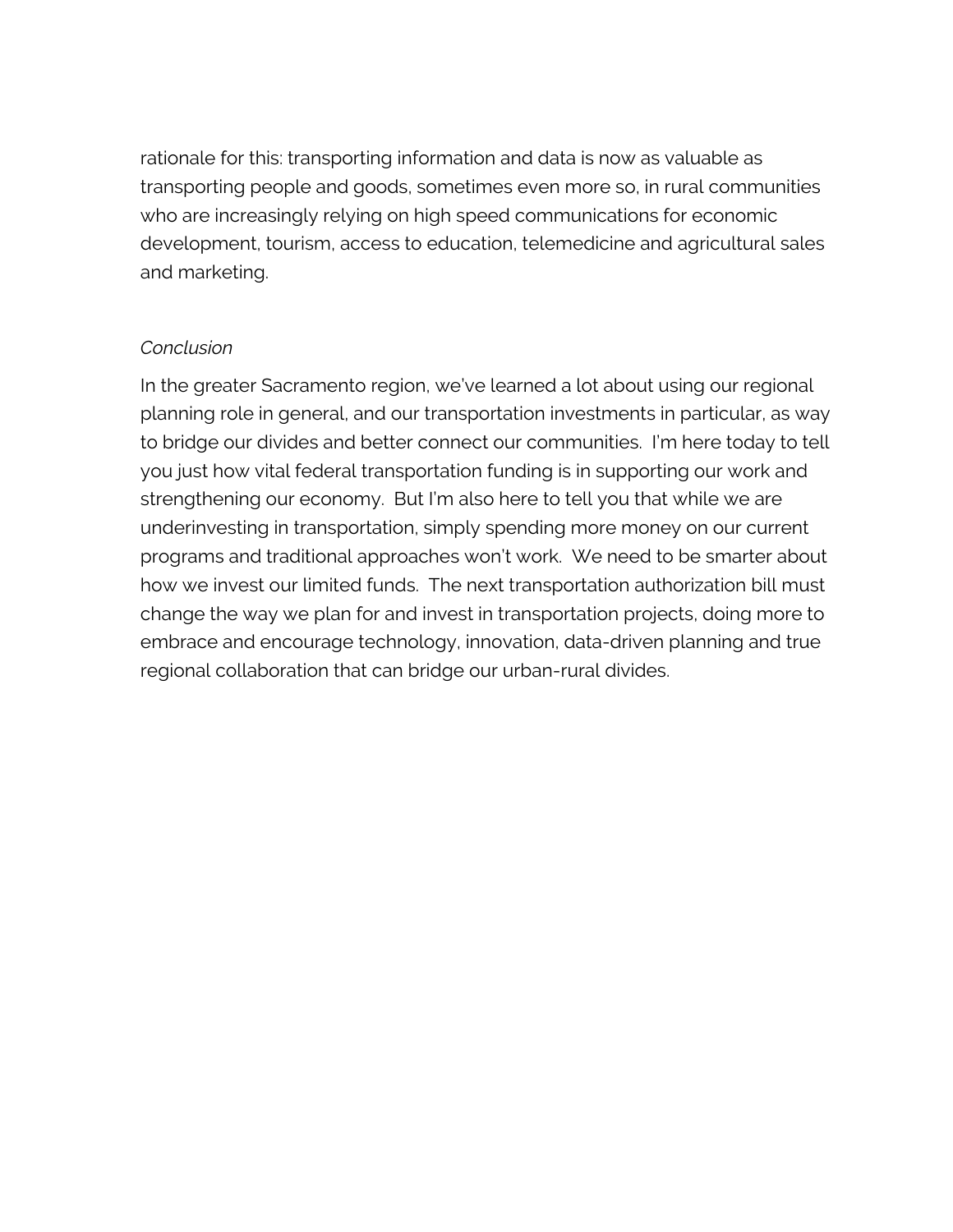rationale for this: transporting information and data is now as valuable as transporting people and goods, sometimes even more so, in rural communities who are increasingly relying on high speed communications for economic development, tourism, access to education, telemedicine and agricultural sales and marketing.

*Conclusion*

In the greater Sacramento region, we've learned a lot about using our regional planning role in general, and our transportation investments in particular, as way to bridge our divides and better connect our communities. I'm here today to tell you just how vital federal transportation funding is in supporting our work and strengthening our economy. But I'm also here to tell you that while we are underinvesting in transportation, simply spending more money on our current programs and traditional approaches won't work. We need to be smarter about how we invest our limited funds. The next transportation authorization bill must change the way we plan for and invest in transportation projects, doing more to embrace and encourage technology, innovation, data-driven planning and true regional collaboration that can bridge our urban-rural divides.